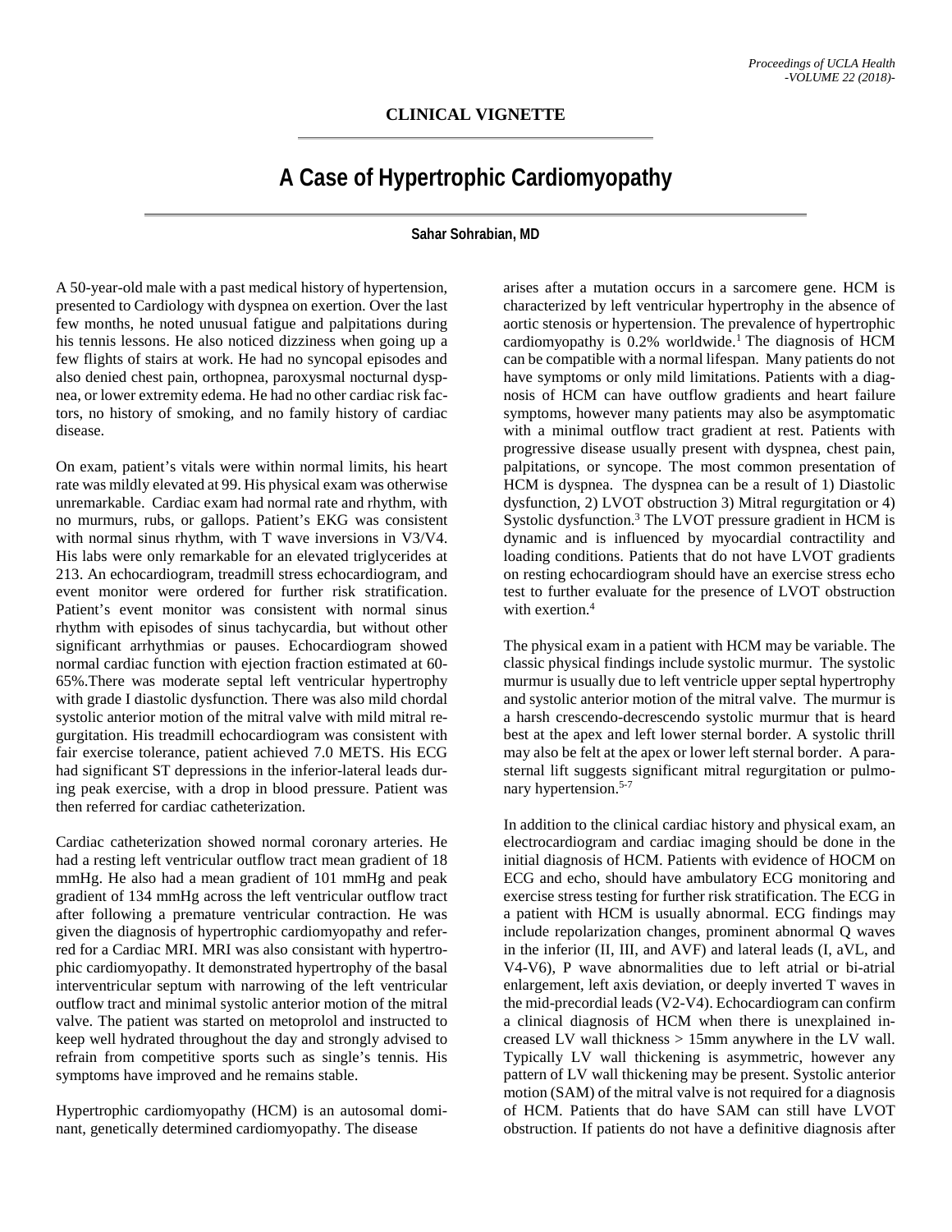CLINICAL VIGNETTE

# A Case of Hypertrophic Cardiomyopathy

**Sahar Sohrabian, MD**

A 50-year-old male with a past medical history of hypertension, presented to Cardiology with dyspnea on exertion. Over the last few months, he noted unusual fatigue and palpitations during his tennis lessons. He also noticed dizziness when going up a few flights of stairs at work. He had no syncopal episodes and also denied chest pain, orthopnea, paroxysmal nocturnal dyspnea, or lower extremity edema. He had no other cardiac risk factors, no history of smoking, and no family history of cardiac disease.

On exam, patient's vitals were within normal limits, his heart rate was mildly elevated at 99. His physical exam was otherwise unremarkable. Cardiac exam had normal rate and rhythm, with no murmurs, rubs, or gallops. Patient's EKG was consistent with normal sinus rhythm, with T wave inversions in V3/V4. His labs were only remarkable for an elevated triglycerides at 213. An echocardiogram, treadmill stress echocardiogram, and event monitor were ordered for further risk stratification. Patient's event monitor was consistent with normal sinus rhythm with episodes of sinus tachycardia, but without other significant arrhythmias or pauses. Echocardiogram showed normal cardiac function with ejection fraction estimated at 60-65%.There was moderate septal left ventricular hypertrophy with grade I diastolic dysfunction. There was also mild chordal systolic anterior motion of the mitral valve with mild mitral regurgitation. His treadmill echocardiogram was consistent with fair exercise tolerance, patient achieved 7.0 METS. His ECG had significant ST depressions in the inferior-lateral leads during peak exercise, with a drop in blood pressure. Patient was then referred for cardiac catheterization.

Cardiac catheterization showed normal coronary arteries. He had a resting left ventricular outflow tract mean gradient of 18 mmHg. He also had a mean gradient of 101 mmHg and peak gradient of 134 mmHg across the left ventricular outflow tract after following a premature ventricular contraction. He was given the diagnosis of hypertrophic cardiomyopathy and referred for a Cardiac MRI. MRI was also consistant with hypertrophic cardiomyopathy. It demonstrated hypertrophy of the basal interventricular septum with narrowing of the left ventricular outflow tract and minimal systolic anterior motion of the mitral valve. The patient was started on metoprolol and instructed to keep well hydrated throughout the day and strongly advised to refrain from competitive sports such as single's tennis. His symptoms have improved and he remains stable.

Hypertrophic cardiomyopathy (HCM) is an autosomal dominant, genetically determined cardiomyopathy. The disease arises after a mutation occurs in a sarcomere gene. HCM is characterized by left ventricular hypertrophy in the absence of aortic stenosis or hypertension. The prevalence of hypertrophic cardiomyopathy is 0.2% worldwide.[1] The diagnosis of HCM can be compatible with a normal lifespan. Many patients do not have symptoms or only mild limitations. Patients with a diagnosis of HCM can have outflow gradients and heart failure symptoms, however many patients may also be asymptomatic with a minimal outflow tract gradient at rest. Patients with progressive disease usually present with dyspnea, chest pain, palpitations, or syncope. The most common presentation of HCM is dyspnea. The dyspnea can be a result of 1) Diastolic dysfunction, 2) LVOT obstruction 3) Mitral regurgitation or 4) Systolic dysfunction.[3] The LVOT pressure gradient in HCM is dynamic and is influenced by myocardial contractility and loading conditions. Patients that do not have LVOT gradients on resting echocardiogram should have an exercise stress echo test to further evaluate for the presence of LVOT obstruction with exertion.[4]

The physical exam in a patient with HCM may be variable. The classic physical findings include systolic murmur. The systolic murmur is usually due to left ventricle upper septal hypertrophy and systolic anterior motion of the mitral valve. The murmur is a harsh crescendo-decrescendo systolic murmur that is heard best at the apex and left lower sternal border. A systolic thrill may also be felt at the apex or lower left sternal border. A parasternal lift suggests significant mitral regurgitation or pulmonary hypertension.[5-7]

In addition to the clinical cardiac history and physical exam, an electrocardiogram and cardiac imaging should be done in the initial diagnosis of HCM. Patients with evidence of HOCM on ECG and echo, should have ambulatory ECG monitoring and exercise stress testing for further risk stratification. The ECG in a patient with HCM is usually abnormal. ECG findings may include repolarization changes, prominent abnormal Q waves in the inferior (II, III, and AVF) and lateral leads (I, aVL, and V4-V6), P wave abnormalities due to left atrial or bi-atrial enlargement, left axis deviation, or deeply inverted T waves in the mid-precordial leads (V2-V4). Echocardiogram can confirm a clinical diagnosis of HCM when there is unexplained increased LV wall thickness > 15mm anywhere in the LV wall. Typically LV wall thickening is asymmetric, however any pattern of LV wall thickening may be present. Systolic anterior motion (SAM) of the mitral valve is not required for a diagnosis of HCM. Patients that do have SAM can still have LVOT obstruction. If patients do not have a definitive diagnosis after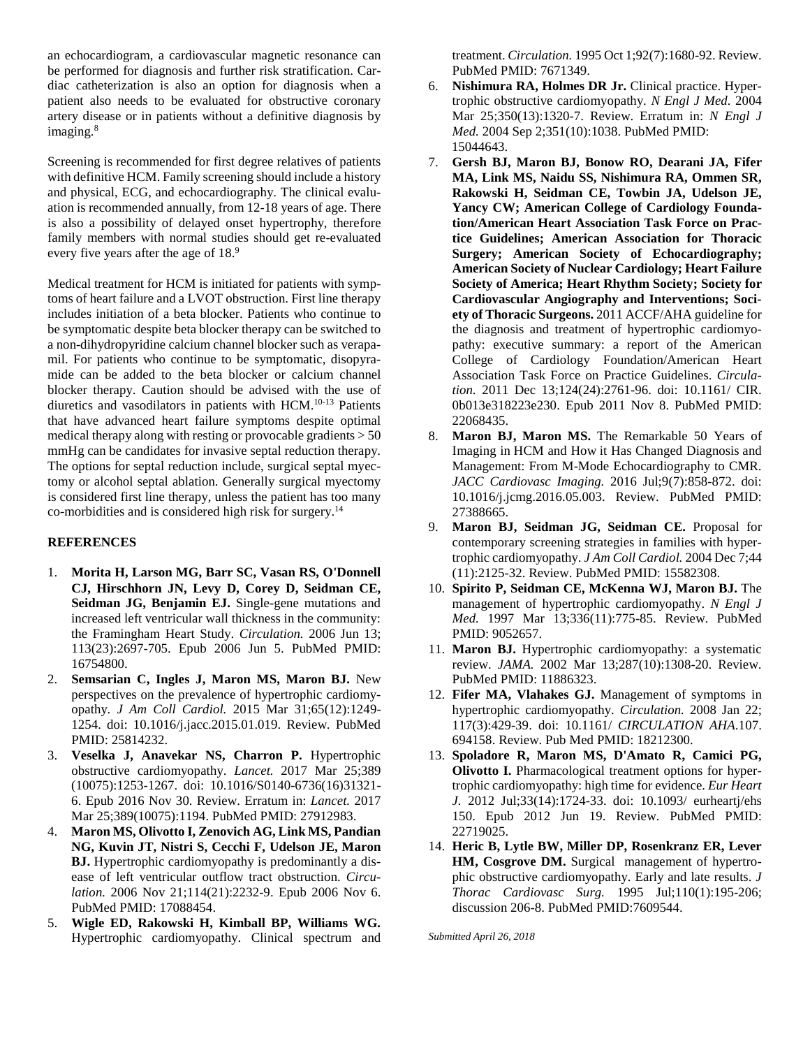an echocardiogram, a cardiovascular magnetic resonance can be performed for diagnosis and further risk stratification. Cardiac catheterization is also an option for diagnosis when a patient also needs to be evaluated for obstructive coronary artery disease or in patients without a definitive diagnosis by imaging.[8]

Screening is recommended for first degree relatives of patients with definitive HCM. Family screening should include a history and physical, ECG, and echocardiography. The clinical evaluation is recommended annually, from 12-18 years of age. There is also a possibility of delayed onset hypertrophy, therefore family members with normal studies should get re-evaluated every five years after the age of 18.[9]

Medical treatment for HCM is initiated for patients with symptoms of heart failure and a LVOT obstruction. First line therapy includes initiation of a beta blocker. Patients who continue to be symptomatic despite beta blocker therapy can be switched to a non-dihydropyridine calcium channel blocker such as verapamil. For patients who continue to be symptomatic, disopyramide can be added to the beta blocker or calcium channel blocker therapy. Caution should be advised with the use of diuretics and vasodilators in patients with HCM.[10-13] Patients that have advanced heart failure symptoms despite optimal medical therapy along with resting or provocable gradients > 50 mmHg can be candidates for invasive septal reduction therapy. The options for septal reduction include, surgical septal myectomy or alcohol septal ablation. Generally surgical myectomy is considered first line therapy, unless the patient has too many co-morbidities and is considered high risk for surgery.[14]

## REFERENCES

1. **Morita H, Larson MG, Barr SC, Vasan RS, O'Donnell CJ, Hirschhorn JN, Levy D, Corey D, Seidman CE, Seidman JG, Benjamin EJ.** Single-gene mutations and increased left ventricular wall thickness in the community: the Framingham Heart Study. *Circulation.* 2006 Jun 13; 113(23):2697-705. Epub 2006 Jun 5. PubMed PMID: 16754800.
2. **Semsarian C, Ingles J, Maron MS, Maron BJ.** New perspectives on the prevalence of hypertrophic cardiomyopathy. *J Am Coll Cardiol.* 2015 Mar 31;65(12):1249-1254. doi: 10.1016/j.jacc.2015.01.019. Review. PubMed PMID: 25814232.
3. **Veselka J, Anavekar NS, Charron P.** Hypertrophic obstructive cardiomyopathy. *Lancet.* 2017 Mar 25;389 (10075):1253-1267. doi: 10.1016/S0140-6736(16)31321-6. Epub 2016 Nov 30. Review. Erratum in: *Lancet.* 2017 Mar 25;389(10075):1194. PubMed PMID: 27912983.
4. **Maron MS, Olivotto I, Zenovich AG, Link MS, Pandian NG, Kuvin JT, Nistri S, Cecchi F, Udelson JE, Maron BJ.** Hypertrophic cardiomyopathy is predominantly a disease of left ventricular outflow tract obstruction. *Circulation.* 2006 Nov 21;114(21):2232-9. Epub 2006 Nov 6. PubMed PMID: 17088454.
5. **Wigle ED, Rakowski H, Kimball BP, Williams WG.** Hypertrophic cardiomyopathy. Clinical spectrum and treatment. *Circulation.* 1995 Oct 1;92(7):1680-92. Review. PubMed PMID: 7671349.
6. **Nishimura RA, Holmes DR Jr.** Clinical practice. Hypertrophic obstructive cardiomyopathy. *N Engl J Med.* 2004 Mar 25;350(13):1320-7. Review. Erratum in: *N Engl J Med.* 2004 Sep 2;351(10):1038. PubMed PMID: 15044643.
7. **Gersh BJ, Maron BJ, Bonow RO, Dearani JA, Fifer MA, Link MS, Naidu SS, Nishimura RA, Ommen SR, Rakowski H, Seidman CE, Towbin JA, Udelson JE, Yancy CW; American College of Cardiology Foundation/American Heart Association Task Force on Practice Guidelines; American Association for Thoracic Surgery; American Society of Echocardiography; American Society of Nuclear Cardiology; Heart Failure Society of America; Heart Rhythm Society; Society for Cardiovascular Angiography and Interventions; Society of Thoracic Surgeons.** 2011 ACCF/AHA guideline for the diagnosis and treatment of hypertrophic cardiomyopathy: executive summary: a report of the American College of Cardiology Foundation/American Heart Association Task Force on Practice Guidelines. *Circulation.* 2011 Dec 13;124(24):2761-96. doi: 10.1161/ CIR. 0b013e318223e230. Epub 2011 Nov 8. PubMed PMID: 22068435.
8. **Maron BJ, Maron MS.** The Remarkable 50 Years of Imaging in HCM and How it Has Changed Diagnosis and Management: From M-Mode Echocardiography to CMR. *JACC Cardiovasc Imaging.* 2016 Jul;9(7):858-872. doi: 10.1016/j.jcmg.2016.05.003. Review. PubMed PMID: 27388665.
9. **Maron BJ, Seidman JG, Seidman CE.** Proposal for contemporary screening strategies in families with hypertrophic cardiomyopathy. *J Am Coll Cardiol.* 2004 Dec 7;44 (11):2125-32. Review. PubMed PMID: 15582308.
10. **Spirito P, Seidman CE, McKenna WJ, Maron BJ.** The management of hypertrophic cardiomyopathy. *N Engl J Med.* 1997 Mar 13;336(11):775-85. Review. PubMed PMID: 9052657.
11. **Maron BJ.** Hypertrophic cardiomyopathy: a systematic review. *JAMA.* 2002 Mar 13;287(10):1308-20. Review. PubMed PMID: 11886323.
12. **Fifer MA, Vlahakes GJ.** Management of symptoms in hypertrophic cardiomyopathy. *Circulation.* 2008 Jan 22; 117(3):429-39. doi: 10.1161/ *CIRCULATION AHA*.107. 694158. Review. Pub Med PMID: 18212300.
13. **Spoladore R, Maron MS, D'Amato R, Camici PG, Olivotto I.** Pharmacological treatment options for hypertrophic cardiomyopathy: high time for evidence. *Eur Heart J.* 2012 Jul;33(14):1724-33. doi: 10.1093/ eurheartj/ehs 150. Epub 2012 Jun 19. Review. PubMed PMID: 22719025.
14. **Heric B, Lytle BW, Miller DP, Rosenkranz ER, Lever HM, Cosgrove DM.** Surgical management of hypertrophic obstructive cardiomyopathy. Early and late results. *J Thorac Cardiovasc Surg.* 1995 Jul;110(1):195-206; discussion 206-8. PubMed PMID:7609544.

*Submitted April 26, 2018*